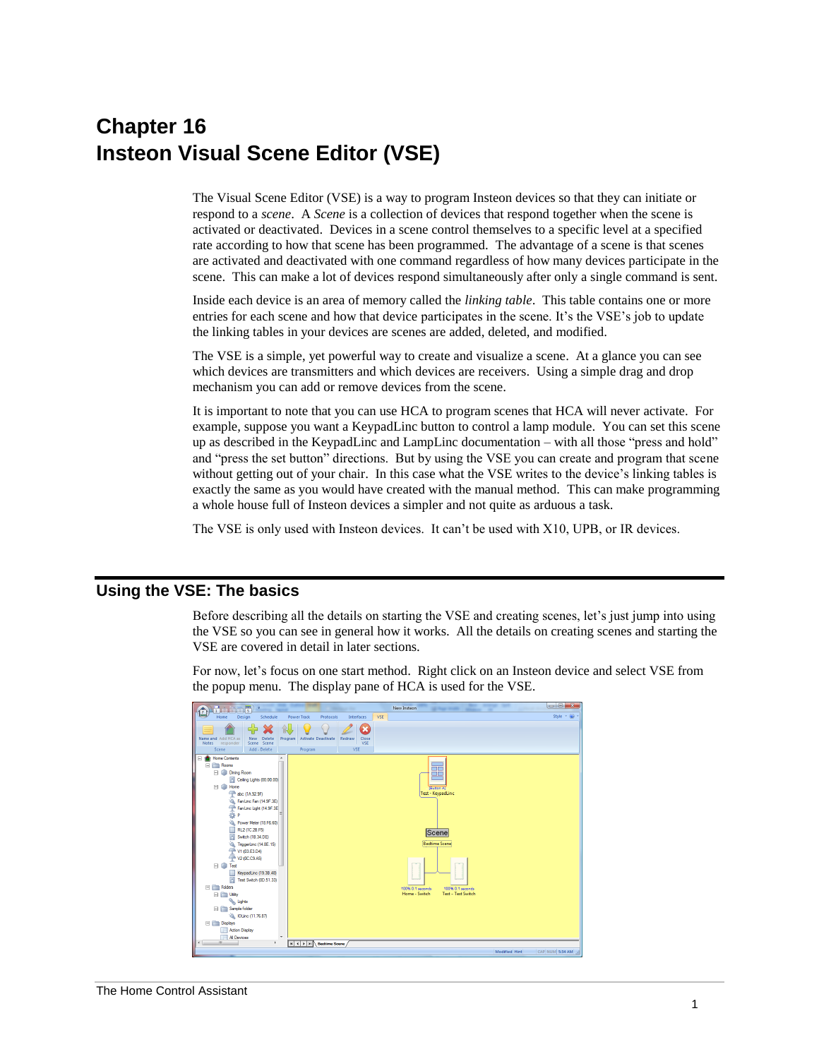# Chapter 16
# Insteon Visual Scene Editor (VSE)

The Visual Scene Editor (VSE) is a way to program Insteon devices so that they can initiate or respond to a *scene*. A *Scene* is a collection of devices that respond together when the scene is activated or deactivated. Devices in a scene control themselves to a specific level at a specified rate according to how that scene has been programmed. The advantage of a scene is that scenes are activated and deactivated with one command regardless of how many devices participate in the scene. This can make a lot of devices respond simultaneously after only a single command is sent.

Inside each device is an area of memory called the *linking table*. This table contains one or more entries for each scene and how that device participates in the scene. It's the VSE's job to update the linking tables in your devices are scenes are added, deleted, and modified.

The VSE is a simple, yet powerful way to create and visualize a scene. At a glance you can see which devices are transmitters and which devices are receivers. Using a simple drag and drop mechanism you can add or remove devices from the scene.

It is important to note that you can use HCA to program scenes that HCA will never activate. For example, suppose you want a KeypadLinc button to control a lamp module. You can set this scene up as described in the KeypadLinc and LampLinc documentation – with all those "press and hold" and "press the set button" directions. But by using the VSE you can create and program that scene without getting out of your chair. In this case what the VSE writes to the device's linking tables is exactly the same as you would have created with the manual method. This can make programming a whole house full of Insteon devices a simpler and not quite as arduous a task.

The VSE is only used with Insteon devices. It can't be used with X10, UPB, or IR devices.

## Using the VSE: The basics

Before describing all the details on starting the VSE and creating scenes, let's just jump into using the VSE so you can see in general how it works. All the details on creating scenes and starting the VSE are covered in detail in later sections.

For now, let's focus on one start method. Right click on an Insteon device and select VSE from the popup menu. The display pane of HCA is used for the VSE.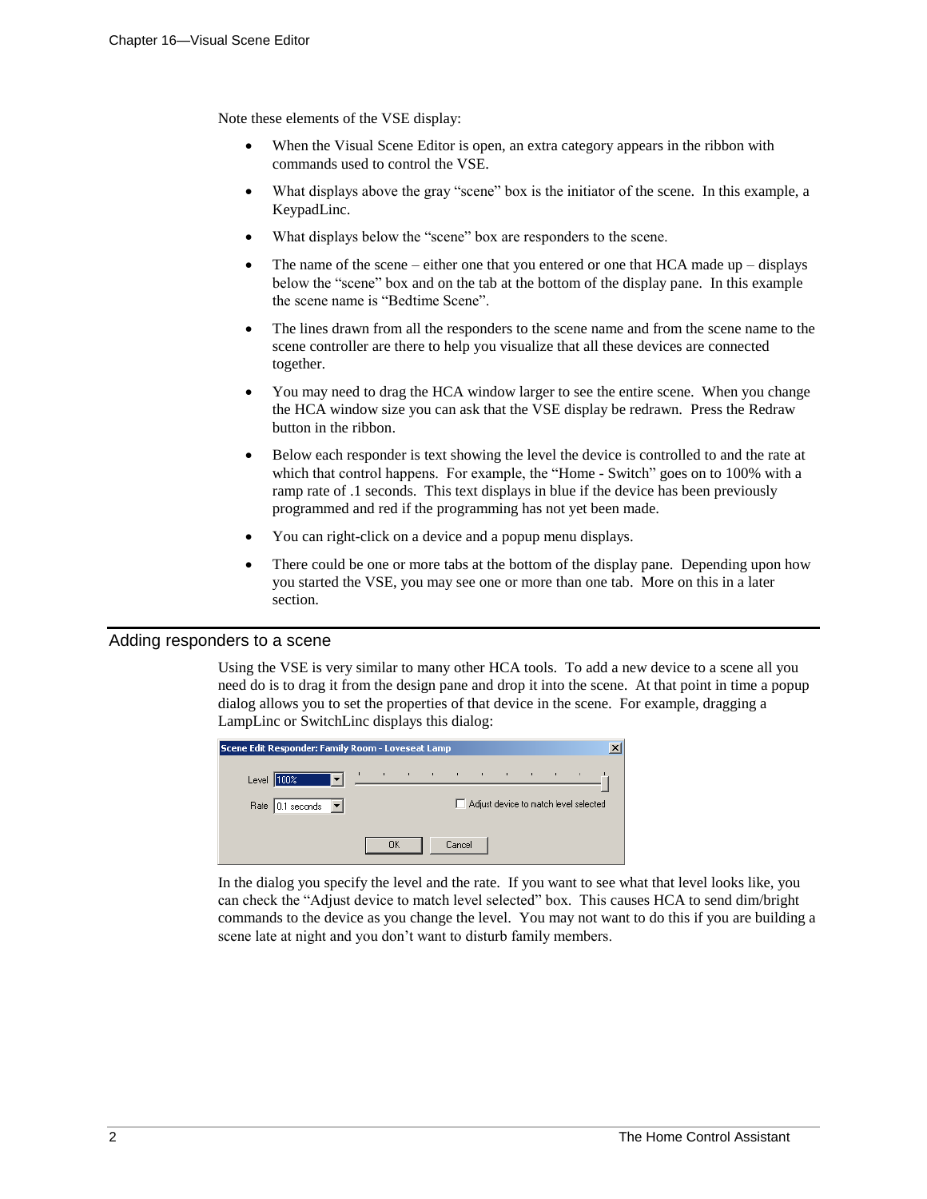Note these elements of the VSE display:

- When the Visual Scene Editor is open, an extra category appears in the ribbon with commands used to control the VSE.
- What displays above the gray "scene" box is the initiator of the scene. In this example, a KeypadLinc.
- What displays below the "scene" box are responders to the scene.
- The name of the scene – either one that you entered or one that HCA made up – displays below the "scene" box and on the tab at the bottom of the display pane. In this example the scene name is "Bedtime Scene".
- The lines drawn from all the responders to the scene name and from the scene name to the scene controller are there to help you visualize that all these devices are connected together.
- You may need to drag the HCA window larger to see the entire scene. When you change the HCA window size you can ask that the VSE display be redrawn. Press the Redraw button in the ribbon.
- Below each responder is text showing the level the device is controlled to and the rate at which that control happens. For example, the "Home - Switch" goes on to 100% with a ramp rate of .1 seconds. This text displays in blue if the device has been previously programmed and red if the programming has not yet been made.
- You can right-click on a device and a popup menu displays.
- There could be one or more tabs at the bottom of the display pane. Depending upon how you started the VSE, you may see one or more than one tab. More on this in a later section.

## Adding responders to a scene

Using the VSE is very similar to many other HCA tools. To add a new device to a scene all you need do is to drag it from the design pane and drop it into the scene. At that point in time a popup dialog allows you to set the properties of that device in the scene. For example, dragging a LampLinc or SwitchLinc displays this dialog:

Scene Edit Responder: Family Room - Loveseat Lamp

Level 100%

Rate 0.1 seconds

Adjust device to match level selected

OK Cancel

In the dialog you specify the level and the rate. If you want to see what that level looks like, you can check the "Adjust device to match level selected" box. This causes HCA to send dim/bright commands to the device as you change the level. You may not want to do this if you are building a scene late at night and you don't want to disturb family members.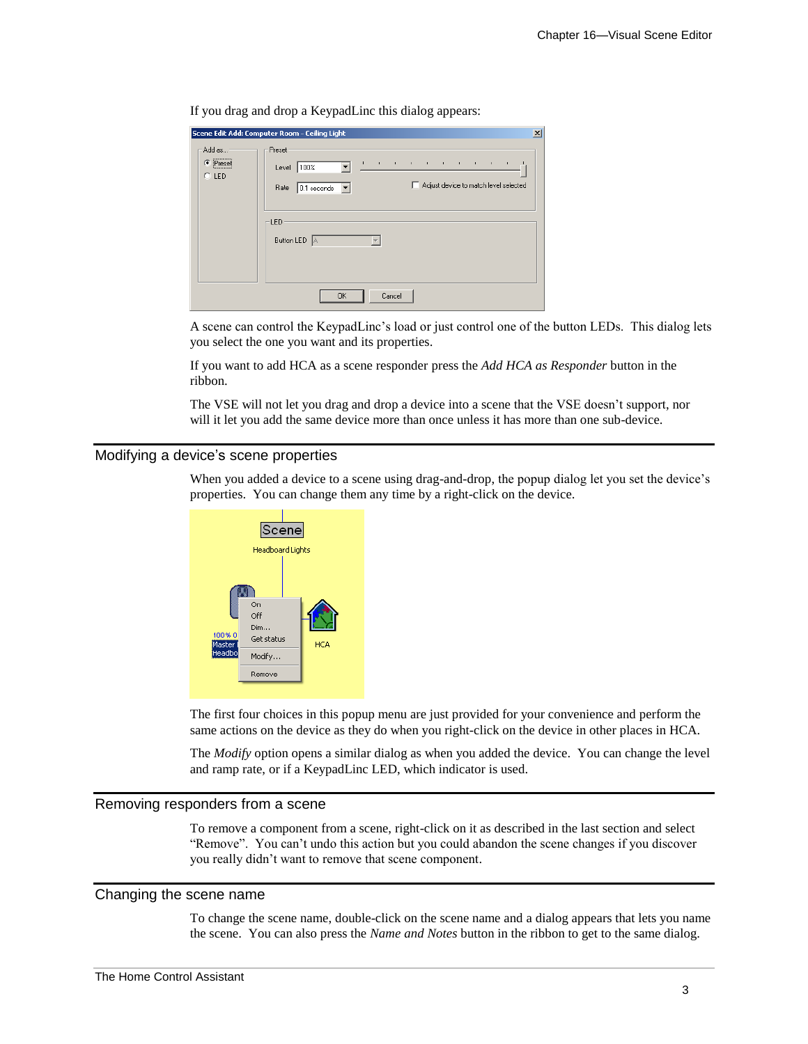If you drag and drop a KeypadLinc this dialog appears:

A scene can control the KeypadLinc's load or just control one of the button LEDs. This dialog lets you select the one you want and its properties.

If you want to add HCA as a scene responder press the *Add HCA as Responder* button in the ribbon.

The VSE will not let you drag and drop a device into a scene that the VSE doesn't support, nor will it let you add the same device more than once unless it has more than one sub-device.

## Modifying a device's scene properties

When you added a device to a scene using drag-and-drop, the popup dialog let you set the device's properties. You can change them any time by a right-click on the device.

The first four choices in this popup menu are just provided for your convenience and perform the same actions on the device as they do when you right-click on the device in other places in HCA.

The *Modify* option opens a similar dialog as when you added the device. You can change the level and ramp rate, or if a KeypadLinc LED, which indicator is used.

## Removing responders from a scene

To remove a component from a scene, right-click on it as described in the last section and select "Remove". You can't undo this action but you could abandon the scene changes if you discover you really didn't want to remove that scene component.

## Changing the scene name

To change the scene name, double-click on the scene name and a dialog appears that lets you name the scene. You can also press the *Name and Notes* button in the ribbon to get to the same dialog.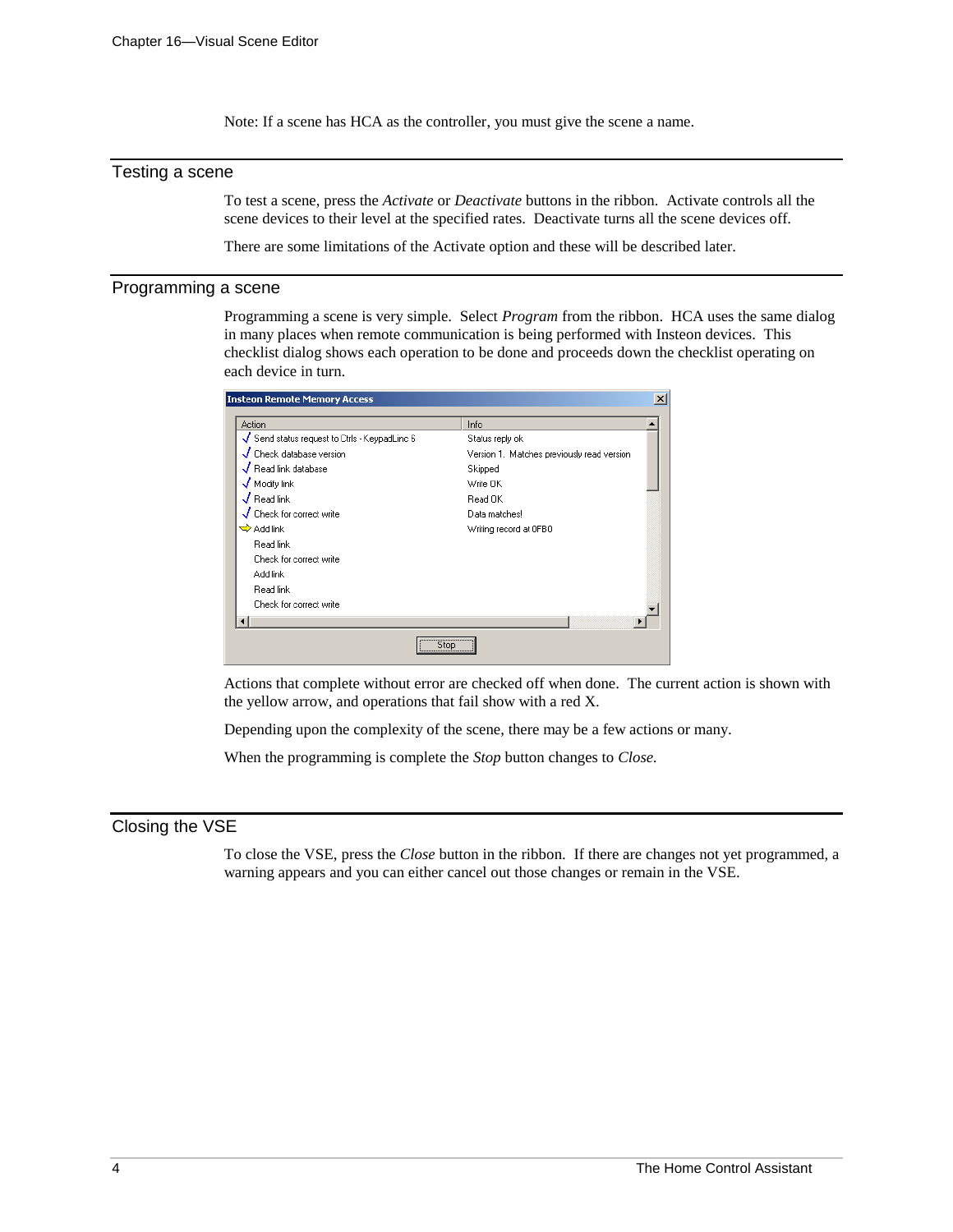Note: If a scene has HCA as the controller, you must give the scene a name.

## Testing a scene

To test a scene, press the *Activate* or *Deactivate* buttons in the ribbon. Activate controls all the scene devices to their level at the specified rates. Deactivate turns all the scene devices off.

There are some limitations of the Activate option and these will be described later.

## Programming a scene

Programming a scene is very simple. Select *Program* from the ribbon. HCA uses the same dialog in many places when remote communication is being performed with Insteon devices. This checklist dialog shows each operation to be done and proceeds down the checklist operating on each device in turn.

Actions that complete without error are checked off when done. The current action is shown with the yellow arrow, and operations that fail show with a red X.

Depending upon the complexity of the scene, there may be a few actions or many.

When the programming is complete the *Stop* button changes to *Close.*

## Closing the VSE

To close the VSE, press the *Close* button in the ribbon. If there are changes not yet programmed, a warning appears and you can either cancel out those changes or remain in the VSE.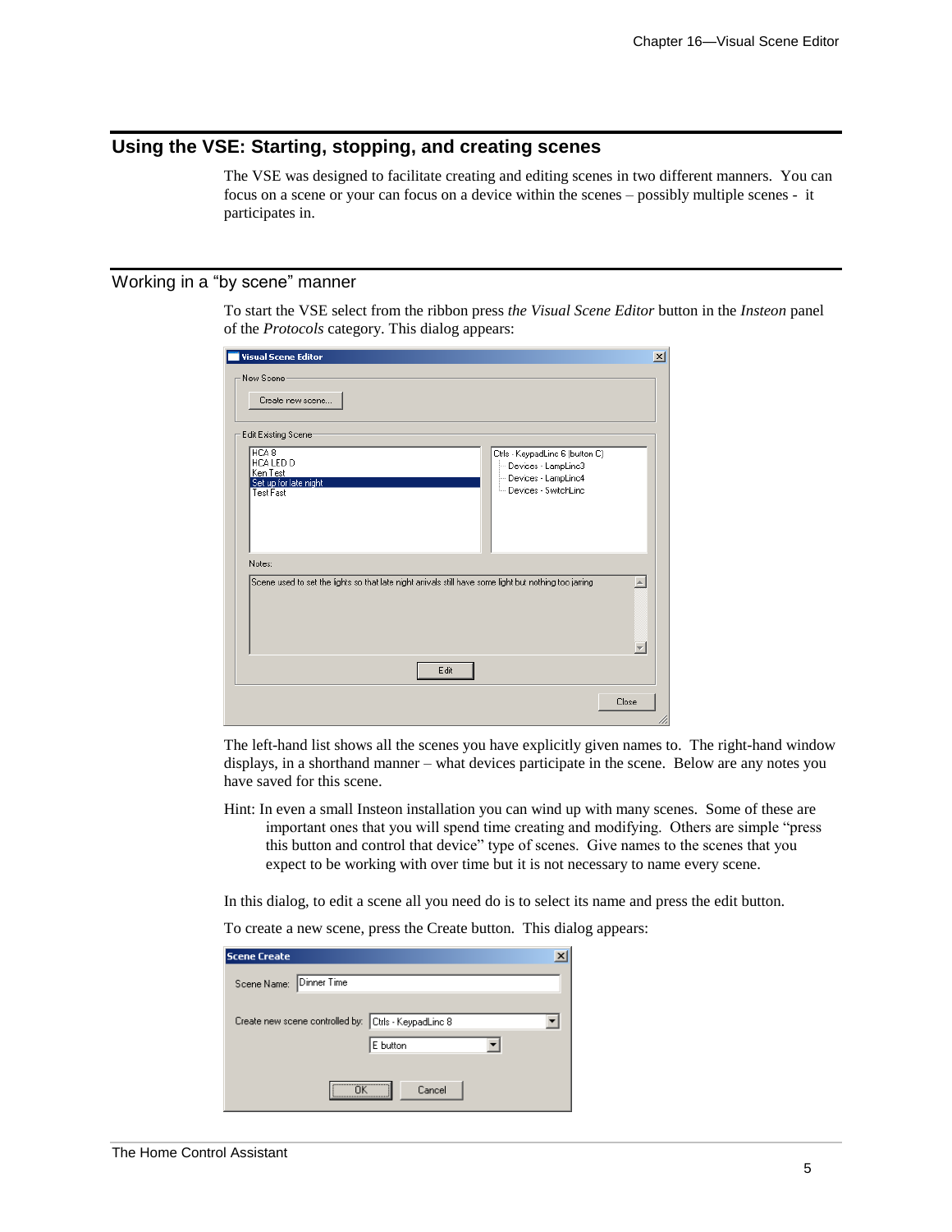## Using the VSE: Starting, stopping, and creating scenes

The VSE was designed to facilitate creating and editing scenes in two different manners. You can focus on a scene or your can focus on a device within the scenes – possibly multiple scenes - it participates in.

## Working in a "by scene" manner

To start the VSE select from the ribbon press *the Visual Scene Editor* button in the *Insteon* panel of the *Protocols* category. This dialog appears:

The left-hand list shows all the scenes you have explicitly given names to. The right-hand window displays, in a shorthand manner – what devices participate in the scene. Below are any notes you have saved for this scene.

Hint: In even a small Insteon installation you can wind up with many scenes. Some of these are important ones that you will spend time creating and modifying. Others are simple "press this button and control that device" type of scenes. Give names to the scenes that you expect to be working with over time but it is not necessary to name every scene.

In this dialog, to edit a scene all you need do is to select its name and press the edit button.

To create a new scene, press the Create button. This dialog appears: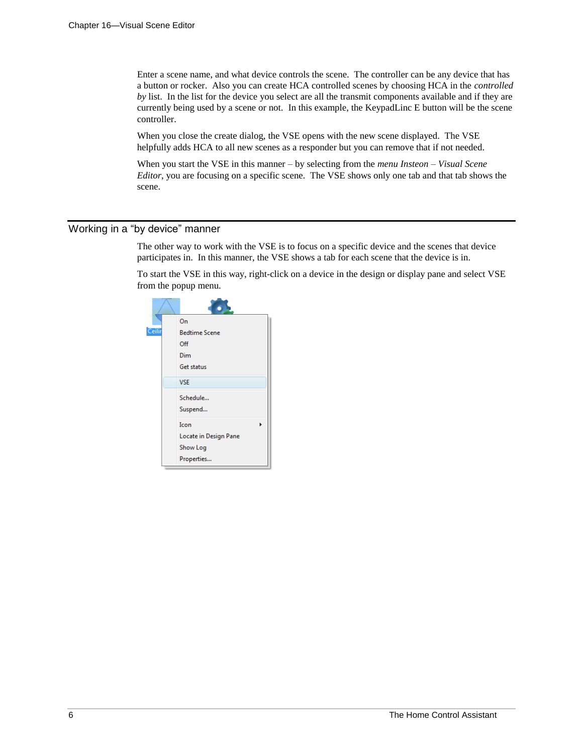Enter a scene name, and what device controls the scene. The controller can be any device that has a button or rocker. Also you can create HCA controlled scenes by choosing HCA in the *controlled by* list. In the list for the device you select are all the transmit components available and if they are currently being used by a scene or not. In this example, the KeypadLinc E button will be the scene controller.

When you close the create dialog, the VSE opens with the new scene displayed. The VSE helpfully adds HCA to all new scenes as a responder but you can remove that if not needed.

When you start the VSE in this manner – by selecting from the *menu Insteon – Visual Scene Editor*, you are focusing on a specific scene. The VSE shows only one tab and that tab shows the scene.

## Working in a "by device" manner

The other way to work with the VSE is to focus on a specific device and the scenes that device participates in. In this manner, the VSE shows a tab for each scene that the device is in.

To start the VSE in this way, right-click on a device in the design or display pane and select VSE from the popup menu.

- On
- Bedtime Scene
- Off
- Dim
- Get status
- VSE
- Schedule...
- Suspend...
- Icon
- Locate in Design Pane
- Show Log
- Properties...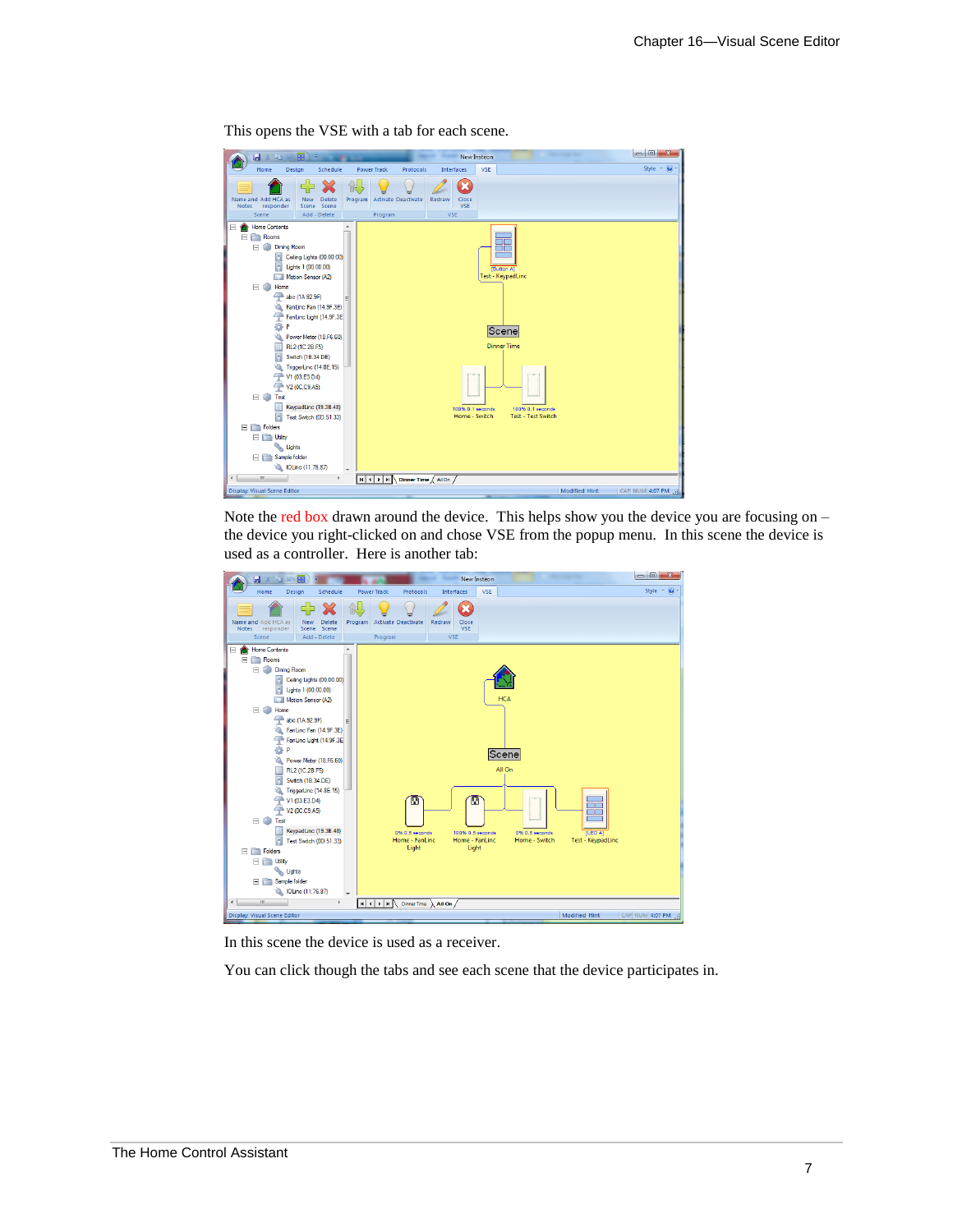This opens the VSE with a tab for each scene.

Note the red box drawn around the device. This helps show you the device you are focusing on – the device you right-clicked on and chose VSE from the popup menu. In this scene the device is used as a controller. Here is another tab:

In this scene the device is used as a receiver.

You can click though the tabs and see each scene that the device participates in.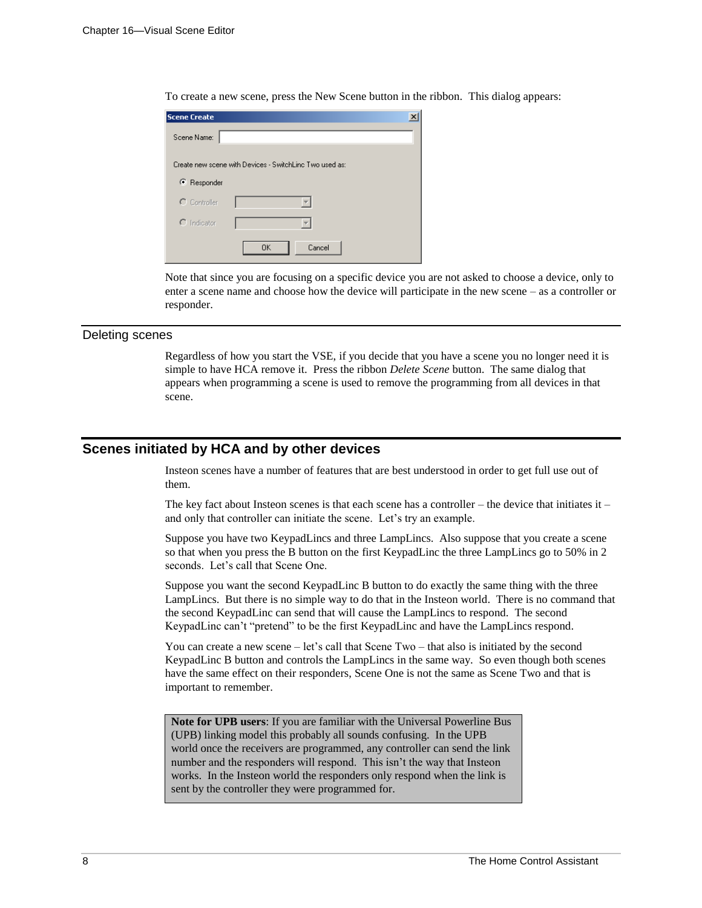To create a new scene, press the New Scene button in the ribbon. This dialog appears:

Note that since you are focusing on a specific device you are not asked to choose a device, only to enter a scene name and choose how the device will participate in the new scene – as a controller or responder.

### Deleting scenes

Regardless of how you start the VSE, if you decide that you have a scene you no longer need it is simple to have HCA remove it. Press the ribbon *Delete Scene* button. The same dialog that appears when programming a scene is used to remove the programming from all devices in that scene.

## Scenes initiated by HCA and by other devices

Insteon scenes have a number of features that are best understood in order to get full use out of them.

The key fact about Insteon scenes is that each scene has a controller – the device that initiates it – and only that controller can initiate the scene. Let's try an example.

Suppose you have two KeypadLincs and three LampLincs. Also suppose that you create a scene so that when you press the B button on the first KeypadLinc the three LampLincs go to 50% in 2 seconds. Let's call that Scene One.

Suppose you want the second KeypadLinc B button to do exactly the same thing with the three LampLincs. But there is no simple way to do that in the Insteon world. There is no command that the second KeypadLinc can send that will cause the LampLincs to respond. The second KeypadLinc can't "pretend" to be the first KeypadLinc and have the LampLincs respond.

You can create a new scene – let's call that Scene Two – that also is initiated by the second KeypadLinc B button and controls the LampLincs in the same way. So even though both scenes have the same effect on their responders, Scene One is not the same as Scene Two and that is important to remember.

> **Note for UPB users**: If you are familiar with the Universal Powerline Bus (UPB) linking model this probably all sounds confusing. In the UPB world once the receivers are programmed, any controller can send the link number and the responders will respond. This isn't the way that Insteon works. In the Insteon world the responders only respond when the link is sent by the controller they were programmed for.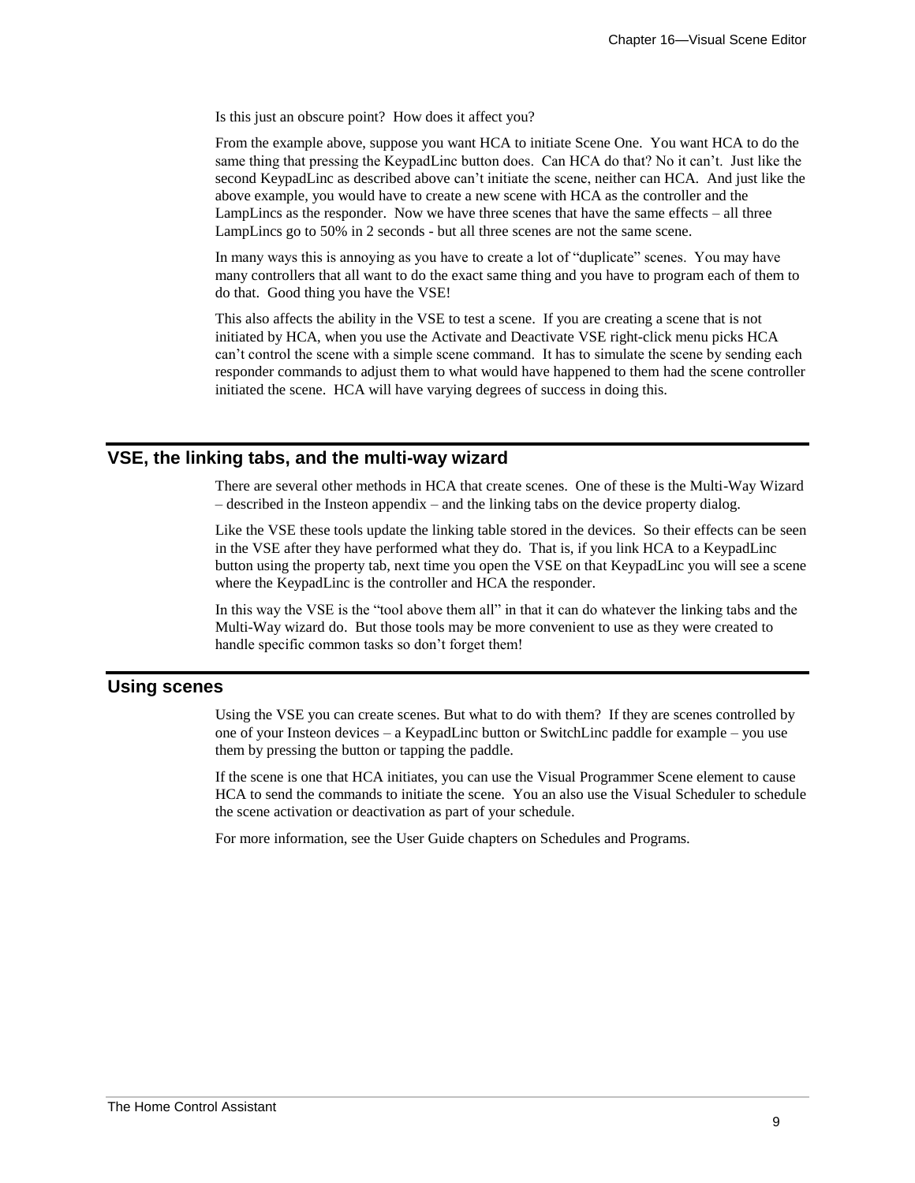Is this just an obscure point? How does it affect you?

From the example above, suppose you want HCA to initiate Scene One. You want HCA to do the same thing that pressing the KeypadLinc button does. Can HCA do that? No it can't. Just like the second KeypadLinc as described above can't initiate the scene, neither can HCA. And just like the above example, you would have to create a new scene with HCA as the controller and the LampLincs as the responder. Now we have three scenes that have the same effects – all three LampLincs go to 50% in 2 seconds - but all three scenes are not the same scene.

In many ways this is annoying as you have to create a lot of "duplicate" scenes. You may have many controllers that all want to do the exact same thing and you have to program each of them to do that. Good thing you have the VSE!

This also affects the ability in the VSE to test a scene. If you are creating a scene that is not initiated by HCA, when you use the Activate and Deactivate VSE right-click menu picks HCA can't control the scene with a simple scene command. It has to simulate the scene by sending each responder commands to adjust them to what would have happened to them had the scene controller initiated the scene. HCA will have varying degrees of success in doing this.

## VSE, the linking tabs, and the multi-way wizard

There are several other methods in HCA that create scenes. One of these is the Multi-Way Wizard – described in the Insteon appendix – and the linking tabs on the device property dialog.

Like the VSE these tools update the linking table stored in the devices. So their effects can be seen in the VSE after they have performed what they do. That is, if you link HCA to a KeypadLinc button using the property tab, next time you open the VSE on that KeypadLinc you will see a scene where the KeypadLinc is the controller and HCA the responder.

In this way the VSE is the "tool above them all" in that it can do whatever the linking tabs and the Multi-Way wizard do. But those tools may be more convenient to use as they were created to handle specific common tasks so don't forget them!

## Using scenes

Using the VSE you can create scenes. But what to do with them? If they are scenes controlled by one of your Insteon devices – a KeypadLinc button or SwitchLinc paddle for example – you use them by pressing the button or tapping the paddle.

If the scene is one that HCA initiates, you can use the Visual Programmer Scene element to cause HCA to send the commands to initiate the scene. You an also use the Visual Scheduler to schedule the scene activation or deactivation as part of your schedule.

For more information, see the User Guide chapters on Schedules and Programs.